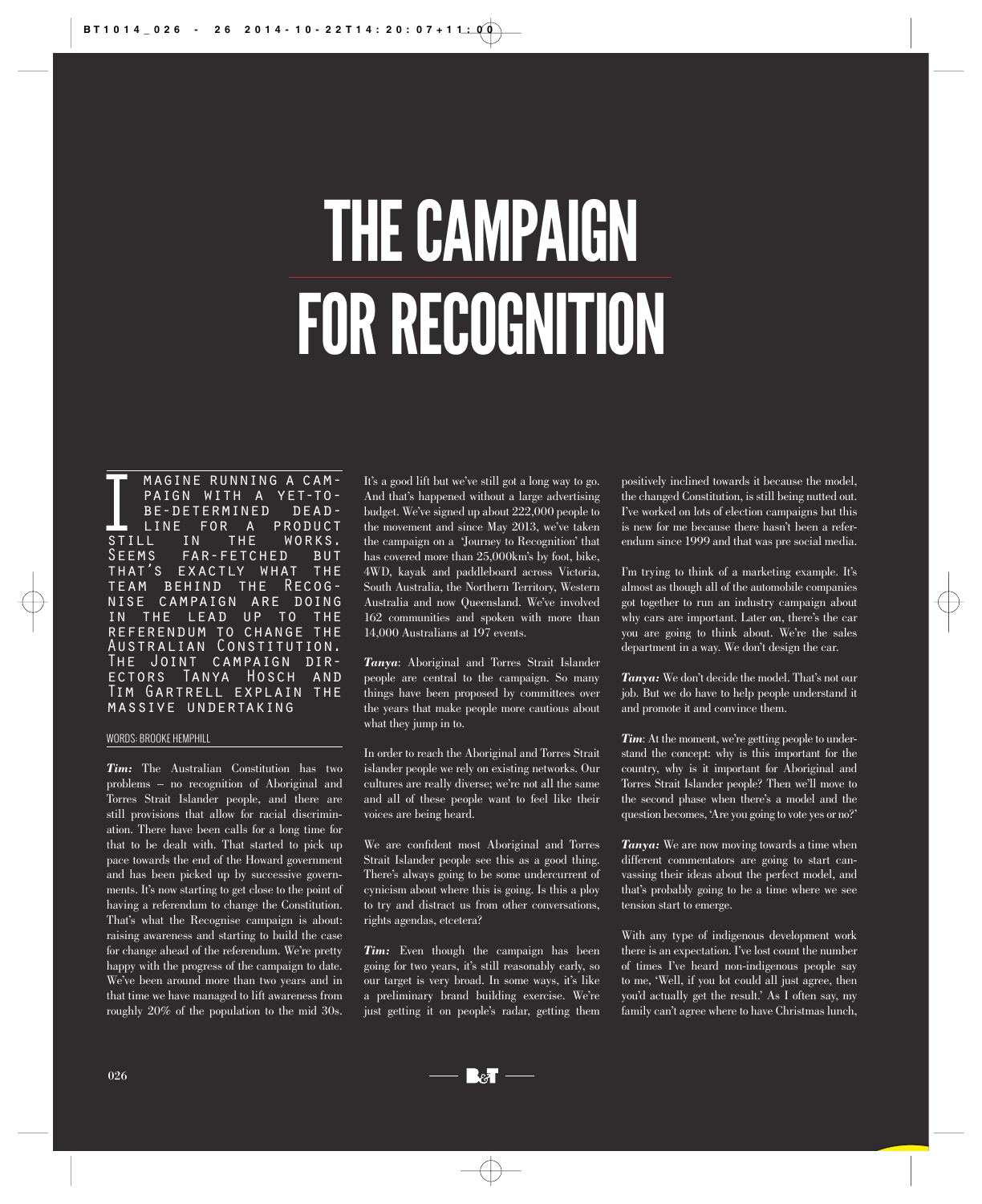# THE CAMPAIGN FOR RECOGNITION

**Imagine running a campaign with a yet-to-be-determined deadline for a product still in the works. Seems far-fetched but that's exactly what the team behind the Recognise campaign are doing in the lead up to the referendum to change the Australian Constitution. The Joint campaign directors Tanya Hosch and Tim Gartrell explain the massive undertaking**

WORDS: BROOKE HEMPHILL

***Tim:*** The Australian Constitution has two problems – no recognition of Aboriginal and Torres Strait Islander people, and there are still provisions that allow for racial discrimination. There have been calls for a long time for that to be dealt with. That started to pick up pace towards the end of the Howard government and has been picked up by successive governments. It's now starting to get close to the point of having a referendum to change the Constitution. That's what the Recognise campaign is about: raising awareness and starting to build the case for change ahead of the referendum. We're pretty happy with the progress of the campaign to date. We've been around more than two years and in that time we have managed to lift awareness from roughly 20% of the population to the mid 30s. It's a good lift but we've still got a long way to go. And that's happened without a large advertising budget. We've signed up about 222,000 people to the movement and since May 2013, we've taken the campaign on a 'Journey to Recognition' that has covered more than 25,000km's by foot, bike, 4WD, kayak and paddleboard across Victoria, South Australia, the Northern Territory, Western Australia and now Queensland. We've involved 162 communities and spoken with more than 14,000 Australians at 197 events.

***Tanya***: Aboriginal and Torres Strait Islander people are central to the campaign. So many things have been proposed by committees over the years that make people more cautious about what they jump in to.

In order to reach the Aboriginal and Torres Strait islander people we rely on existing networks. Our cultures are really diverse; we're not all the same and all of these people want to feel like their voices are being heard.

We are confident most Aboriginal and Torres Strait Islander people see this as a good thing. There's always going to be some undercurrent of cynicism about where this is going. Is this a ploy to try and distract us from other conversations, rights agendas, etcetera?

***Tim:*** Even though the campaign has been going for two years, it's still reasonably early, so our target is very broad. In some ways, it's like a preliminary brand building exercise. We're just getting it on people's radar, getting them positively inclined towards it because the model, the changed Constitution, is still being nutted out. I've worked on lots of election campaigns but this is new for me because there hasn't been a referendum since 1999 and that was pre social media.

I'm trying to think of a marketing example. It's almost as though all of the automobile companies got together to run an industry campaign about why cars are important. Later on, there's the car you are going to think about. We're the sales department in a way. We don't design the car.

***Tanya:*** We don't decide the model. That's not our job. But we do have to help people understand it and promote it and convince them.

***Tim***: At the moment, we're getting people to understand the concept: why is this important for the country, why is it important for Aboriginal and Torres Strait Islander people? Then we'll move to the second phase when there's a model and the question becomes, 'Are you going to vote yes or no?'

***Tanya:*** We are now moving towards a time when different commentators are going to start canvassing their ideas about the perfect model, and that's probably going to be a time where we see tension start to emerge.

With any type of indigenous development work there is an expectation. I've lost count the number of times I've heard non-indigenous people say to me, 'Well, if you lot could all just agree, then you'd actually get the result.' As I often say, my family can't agree where to have Christmas lunch,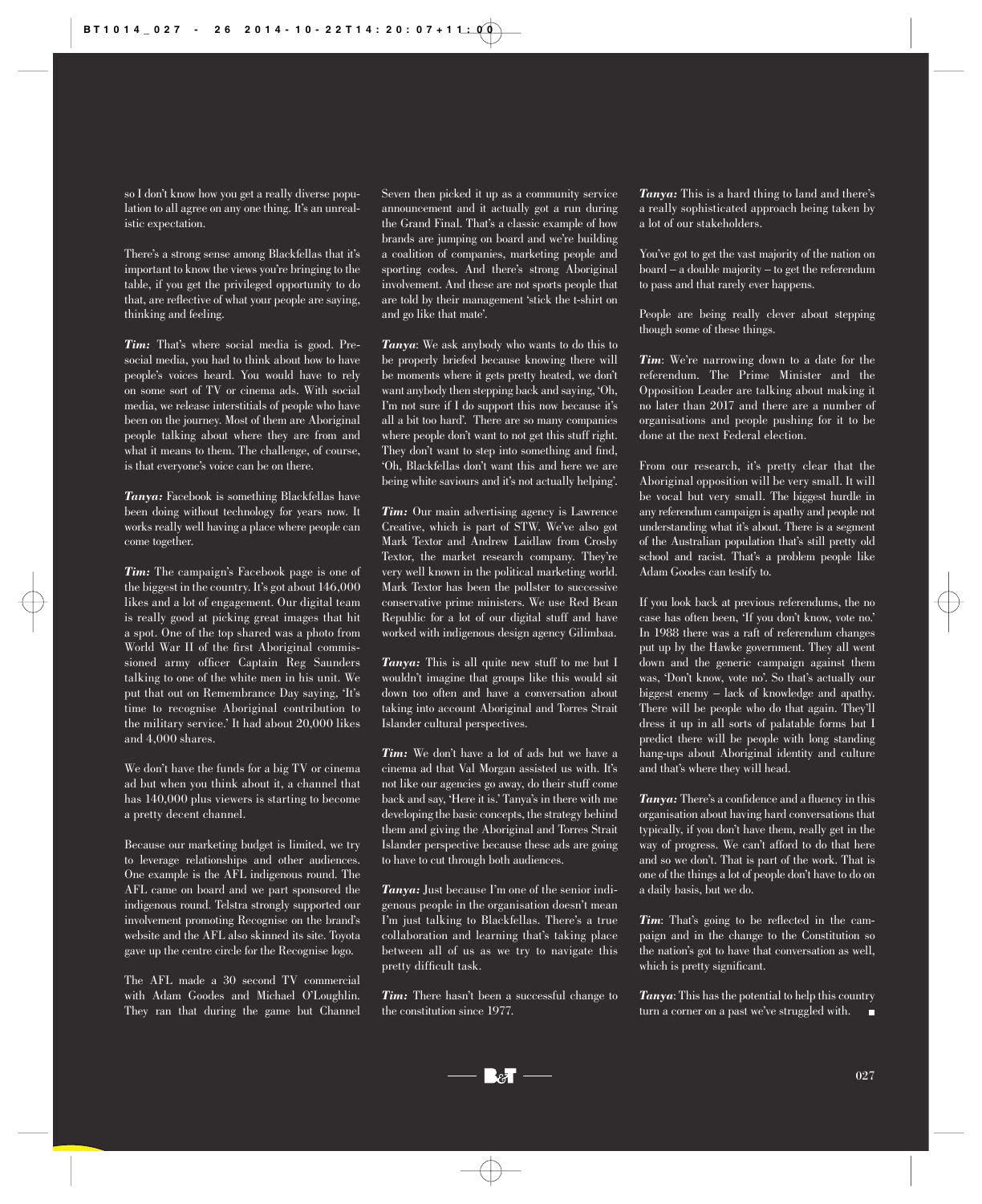so I don't know how you get a really diverse population to all agree on any one thing. It's an unrealistic expectation.

There's a strong sense among Blackfellas that it's important to know the views you're bringing to the table, if you get the privileged opportunity to do that, are reflective of what your people are saying, thinking and feeling.

***Tim:*** That's where social media is good. Pre-social media, you had to think about how to have people's voices heard. You would have to rely on some sort of TV or cinema ads. With social media, we release interstitials of people who have been on the journey. Most of them are Aboriginal people talking about where they are from and what it means to them. The challenge, of course, is that everyone's voice can be on there.

***Tanya:*** Facebook is something Blackfellas have been doing without technology for years now. It works really well having a place where people can come together.

***Tim:*** The campaign's Facebook page is one of the biggest in the country. It's got about 146,000 likes and a lot of engagement. Our digital team is really good at picking great images that hit a spot. One of the top shared was a photo from World War II of the first Aboriginal commissioned army officer Captain Reg Saunders talking to one of the white men in his unit. We put that out on Remembrance Day saying, 'It's time to recognise Aboriginal contribution to the military service.' It had about 20,000 likes and 4,000 shares.

We don't have the funds for a big TV or cinema ad but when you think about it, a channel that has 140,000 plus viewers is starting to become a pretty decent channel.

Because our marketing budget is limited, we try to leverage relationships and other audiences. One example is the AFL indigenous round. The AFL came on board and we part sponsored the indigenous round. Telstra strongly supported our involvement promoting Recognise on the brand's website and the AFL also skinned its site. Toyota gave up the centre circle for the Recognise logo.

The AFL made a 30 second TV commercial with Adam Goodes and Michael O'Loughlin. They ran that during the game but Channel Seven then picked it up as a community service announcement and it actually got a run during the Grand Final. That's a classic example of how brands are jumping on board and we're building a coalition of companies, marketing people and sporting codes. And there's strong Aboriginal involvement. And these are not sports people that are told by their management 'stick the t-shirt on and go like that mate'.

***Tanya***: We ask anybody who wants to do this to be properly briefed because knowing there will be moments where it gets pretty heated, we don't want anybody then stepping back and saying, 'Oh, I'm not sure if I do support this now because it's all a bit too hard'. There are so many companies where people don't want to not get this stuff right. They don't want to step into something and find, 'Oh, Blackfellas don't want this and here we are being white saviours and it's not actually helping'.

***Tim:*** Our main advertising agency is Lawrence Creative, which is part of STW. We've also got Mark Textor and Andrew Laidlaw from Crosby Textor, the market research company. They're very well known in the political marketing world. Mark Textor has been the pollster to successive conservative prime ministers. We use Red Bean Republic for a lot of our digital stuff and have worked with indigenous design agency Gilimbaa.

***Tanya:*** This is all quite new stuff to me but I wouldn't imagine that groups like this would sit down too often and have a conversation about taking into account Aboriginal and Torres Strait Islander cultural perspectives.

***Tim:*** We don't have a lot of ads but we have a cinema ad that Val Morgan assisted us with. It's not like our agencies go away, do their stuff come back and say, 'Here it is.' Tanya's in there with me developing the basic concepts, the strategy behind them and giving the Aboriginal and Torres Strait Islander perspective because these ads are going to have to cut through both audiences.

***Tanya:*** Just because I'm one of the senior indigenous people in the organisation doesn't mean I'm just talking to Blackfellas. There's a true collaboration and learning that's taking place between all of us as we try to navigate this pretty difficult task.

***Tim:*** There hasn't been a successful change to the constitution since 1977.

***Tanya:*** This is a hard thing to land and there's a really sophisticated approach being taken by a lot of our stakeholders.

You've got to get the vast majority of the nation on board – a double majority – to get the referendum to pass and that rarely ever happens.

People are being really clever about stepping though some of these things.

***Tim***: We're narrowing down to a date for the referendum. The Prime Minister and the Opposition Leader are talking about making it no later than 2017 and there are a number of organisations and people pushing for it to be done at the next Federal election.

From our research, it's pretty clear that the Aboriginal opposition will be very small. It will be vocal but very small. The biggest hurdle in any referendum campaign is apathy and people not understanding what it's about. There is a segment of the Australian population that's still pretty old school and racist. That's a problem people like Adam Goodes can testify to.

If you look back at previous referendums, the no case has often been, 'If you don't know, vote no.' In 1988 there was a raft of referendum changes put up by the Hawke government. They all went down and the generic campaign against them was, 'Don't know, vote no'. So that's actually our biggest enemy – lack of knowledge and apathy. There will be people who do that again. They'll dress it up in all sorts of palatable forms but I predict there will be people with long standing hang-ups about Aboriginal identity and culture and that's where they will head.

***Tanya:*** There's a confidence and a fluency in this organisation about having hard conversations that typically, if you don't have them, really get in the way of progress. We can't afford to do that here and so we don't. That is part of the work. That is one of the things a lot of people don't have to do on a daily basis, but we do.

***Tim***: That's going to be reflected in the campaign and in the change to the Constitution so the nation's got to have that conversation as well, which is pretty significant.

***Tanya***: This has the potential to help this country turn a corner on a past we've struggled with. ■